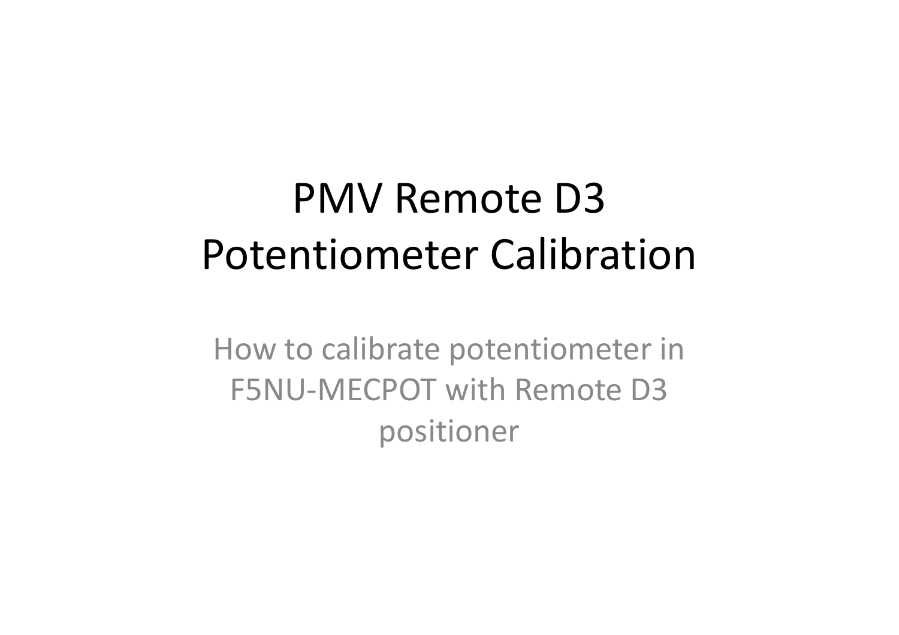# PMV Remote D3 Potentiometer Calibration

How to calibrate potentiometer in F5NU-MECPOT with Remote D3 positioner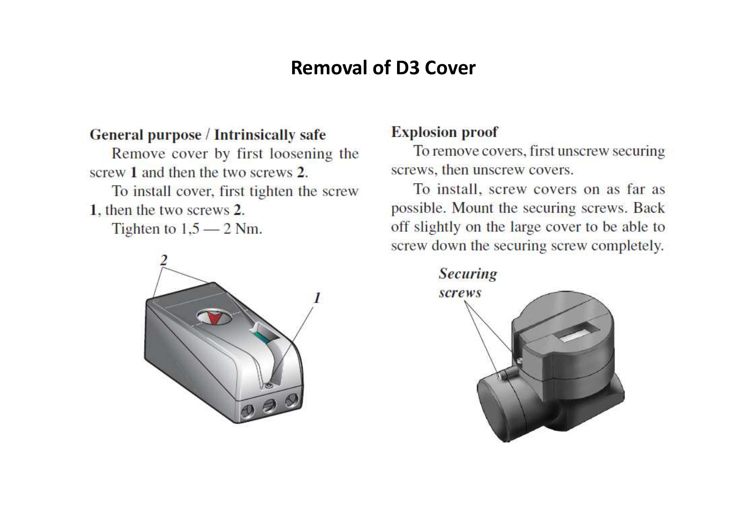# Removal of D3 Cover

### General purpose / Intrinsically safe

Remove cover by first loosening the screw **1** and then the two screws **2**.

To install cover, first tighten the screw **1**, then the two screws **2**.

Tighten to 1,5 — 2 Nm.

### Explosion proof

To remove covers, first unscrew securing screws, then unscrew covers.

To install, screw covers on as far as possible. Mount the securing screws. Back off slightly on the large cover to be able to screw down the securing screw completely.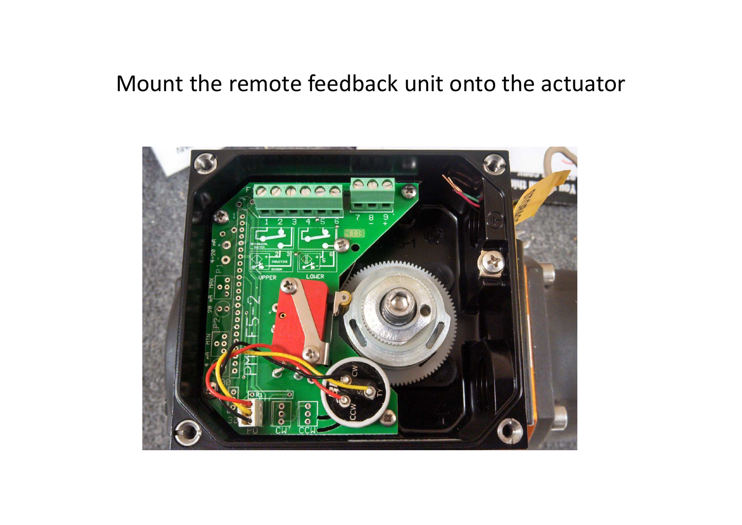Mount the remote feedback unit onto the actuator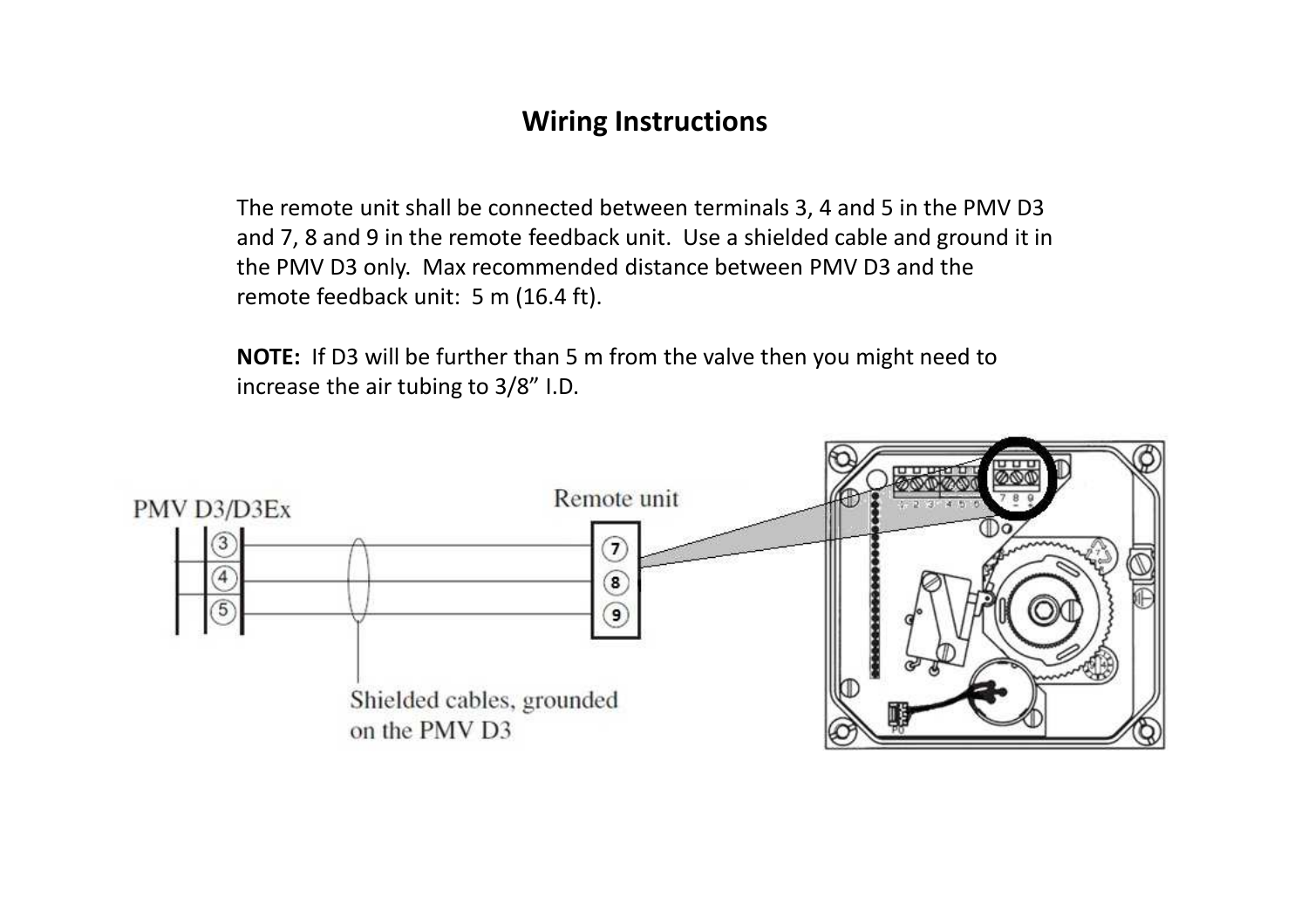# Wiring Instructions

The remote unit shall be connected between terminals 3, 4 and 5 in the PMV D3 and 7, 8 and 9 in the remote feedback unit. Use a shielded cable and ground it in the PMV D3 only. Max recommended distance between PMV D3 and the remote feedback unit: 5 m (16.4 ft).

**NOTE:** If D3 will be further than 5 m from the valve then you might need to increase the air tubing to 3/8" I.D.

PMV D3/D3Ex

Remote unit

Shielded cables, grounded on the PMV D3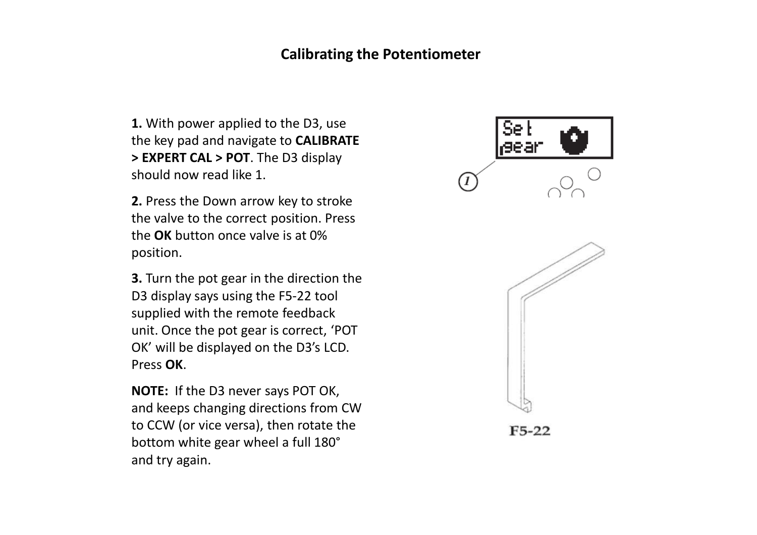# Calibrating the Potentiometer

**1.** With power applied to the D3, use the key pad and navigate to **CALIBRATE > EXPERT CAL > POT**. The D3 display should now read like 1.

**2.** Press the Down arrow key to stroke the valve to the correct position. Press the **OK** button once valve is at 0% position.

**3.** Turn the pot gear in the direction the D3 display says using the F5-22 tool supplied with the remote feedback unit. Once the pot gear is correct, 'POT OK' will be displayed on the D3's LCD. Press **OK**.

**NOTE:** If the D3 never says POT OK, and keeps changing directions from CW to CCW (or vice versa), then rotate the bottom white gear wheel a full 180° and try again.

F5-22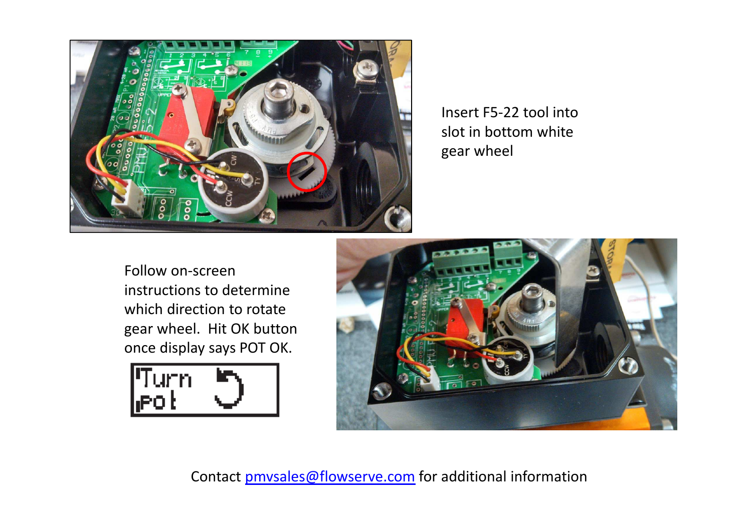Insert F5-22 tool into slot in bottom white gear wheel

Follow on-screen instructions to determine which direction to rotate gear wheel. Hit OK button once display says POT OK.

Turn
Pot

Contact pmvsales@flowserve.com for additional information